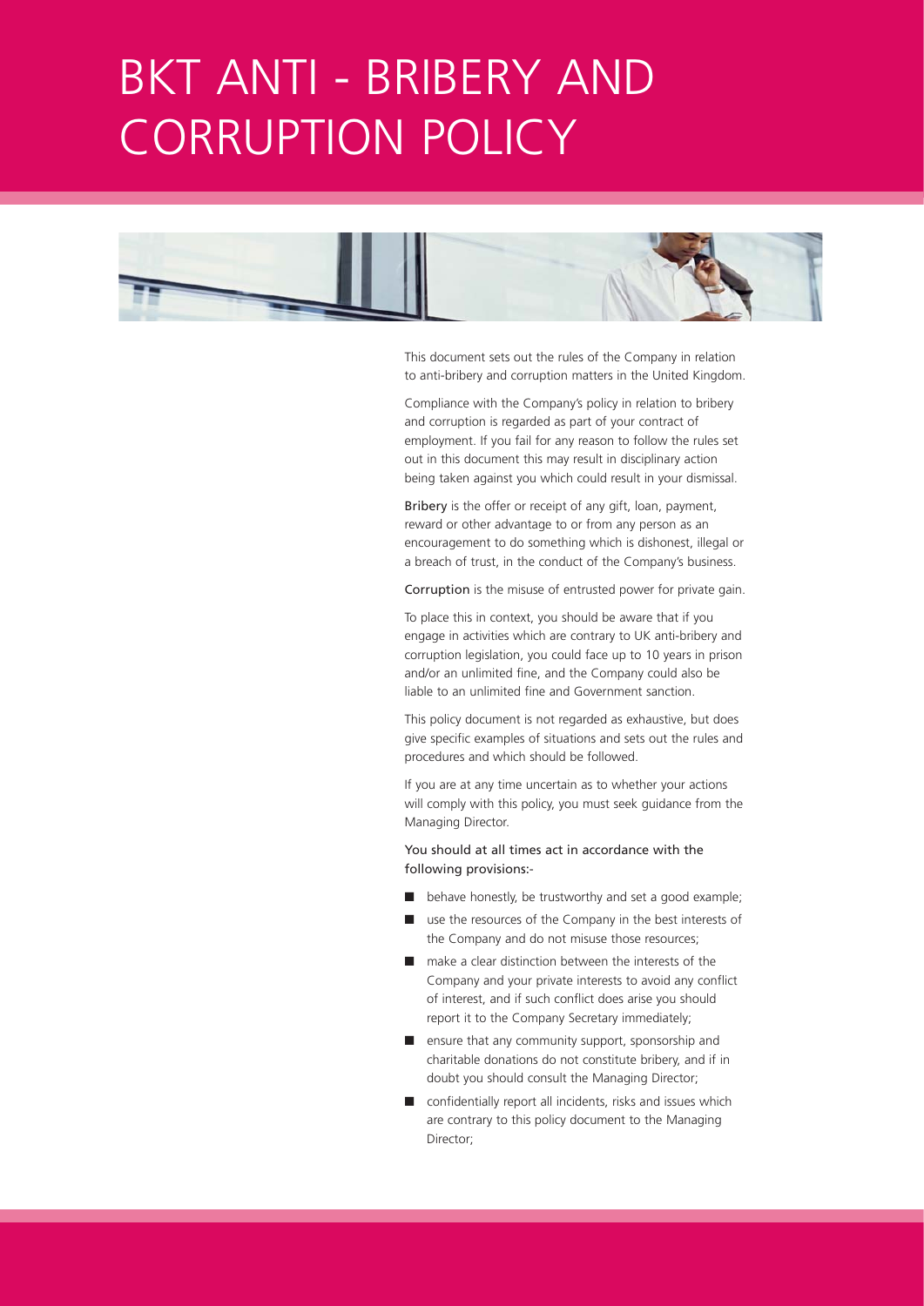# BKT ANTI - BRIBERY AND CORRUPTION POLICY

This document sets out the rules of the Company in relation to anti-bribery and corruption matters in the United Kingdom.

Compliance with the Company's policy in relation to bribery and corruption is regarded as part of your contract of employment. If you fail for any reason to follow the rules set out in this document this may result in disciplinary action being taken against you which could result in your dismissal.

**Bribery** is the offer or receipt of any gift, loan, payment, reward or other advantage to or from any person as an encouragement to do something which is dishonest, illegal or a breach of trust, in the conduct of the Company's business.

**Corruption** is the misuse of entrusted power for private gain.

To place this in context, you should be aware that if you engage in activities which are contrary to UK anti-bribery and corruption legislation, you could face up to 10 years in prison and/or an unlimited fine, and the Company could also be liable to an unlimited fine and Government sanction.

This policy document is not regarded as exhaustive, but does give specific examples of situations and sets out the rules and procedures and which should be followed.

If you are at any time uncertain as to whether your actions will comply with this policy, you must seek guidance from the Managing Director.

You should at all times act in accordance with the following provisions:-

- behave honestly, be trustworthy and set a good example;
- use the resources of the Company in the best interests of the Company and do not misuse those resources;
- make a clear distinction between the interests of the Company and your private interests to avoid any conflict of interest, and if such conflict does arise you should report it to the Company Secretary immediately;
- ensure that any community support, sponsorship and charitable donations do not constitute bribery, and if in doubt you should consult the Managing Director;
- confidentially report all incidents, risks and issues which are contrary to this policy document to the Managing Director;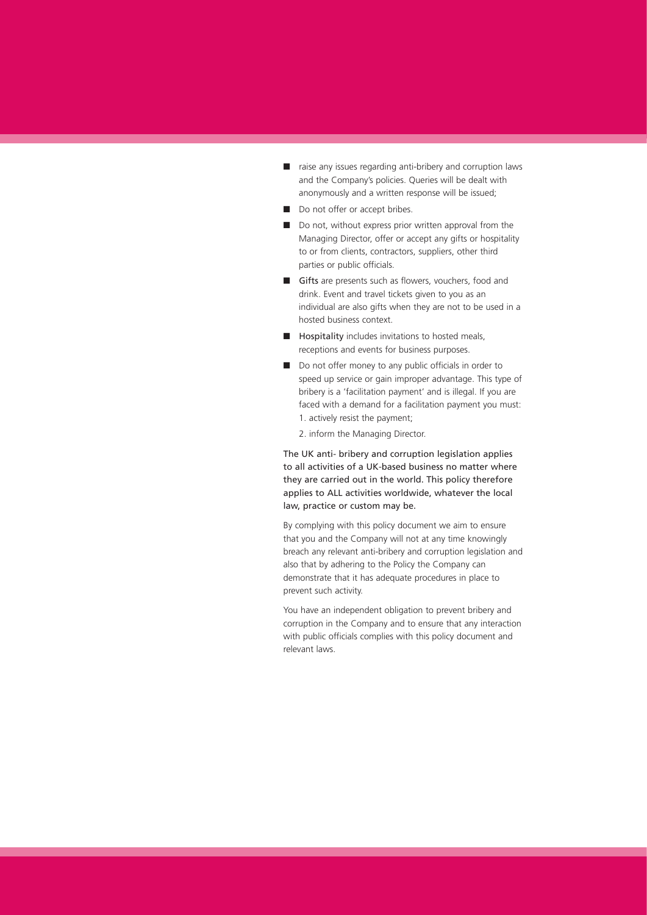- raise any issues regarding anti-bribery and corruption laws and the Company's policies. Queries will be dealt with anonymously and a written response will be issued;
- Do not offer or accept bribes.
- Do not, without express prior written approval from the Managing Director, offer or accept any gifts or hospitality to or from clients, contractors, suppliers, other third parties or public officials.
- Gifts are presents such as flowers, vouchers, food and drink. Event and travel tickets given to you as an individual are also gifts when they are not to be used in a hosted business context.
- Hospitality includes invitations to hosted meals, receptions and events for business purposes.
- Do not offer money to any public officials in order to speed up service or gain improper advantage. This type of bribery is a 'facilitation payment' and is illegal. If you are faced with a demand for a facilitation payment you must:
  1. actively resist the payment;
  2. inform the Managing Director.

The UK anti- bribery and corruption legislation applies to all activities of a UK-based business no matter where they are carried out in the world. This policy therefore applies to ALL activities worldwide, whatever the local law, practice or custom may be.

By complying with this policy document we aim to ensure that you and the Company will not at any time knowingly breach any relevant anti-bribery and corruption legislation and also that by adhering to the Policy the Company can demonstrate that it has adequate procedures in place to prevent such activity.

You have an independent obligation to prevent bribery and corruption in the Company and to ensure that any interaction with public officials complies with this policy document and relevant laws.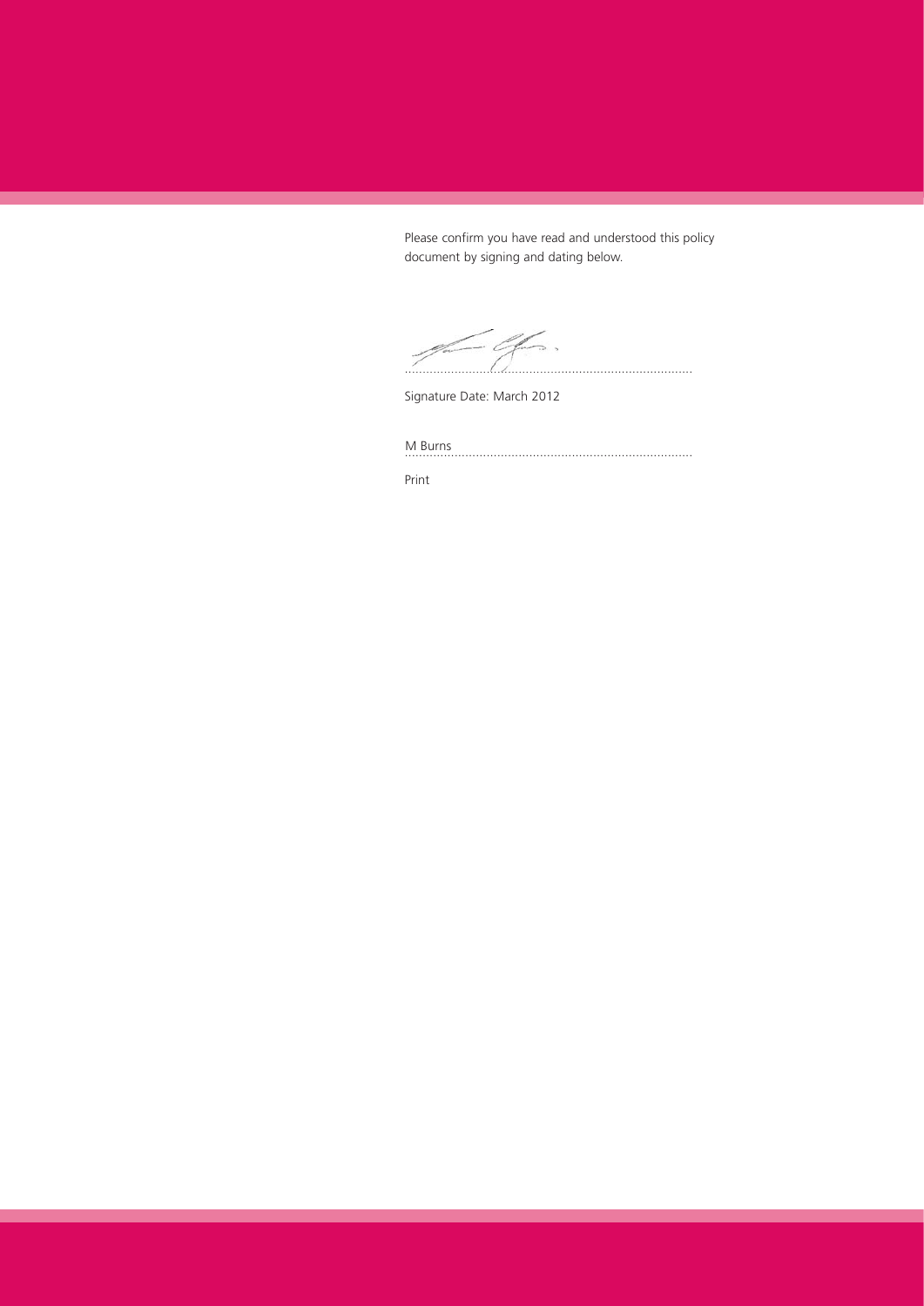Please confirm you have read and understood this policy document by signing and dating below.

..........................................................................................

Signature Date: March 2012

M Burns

Print